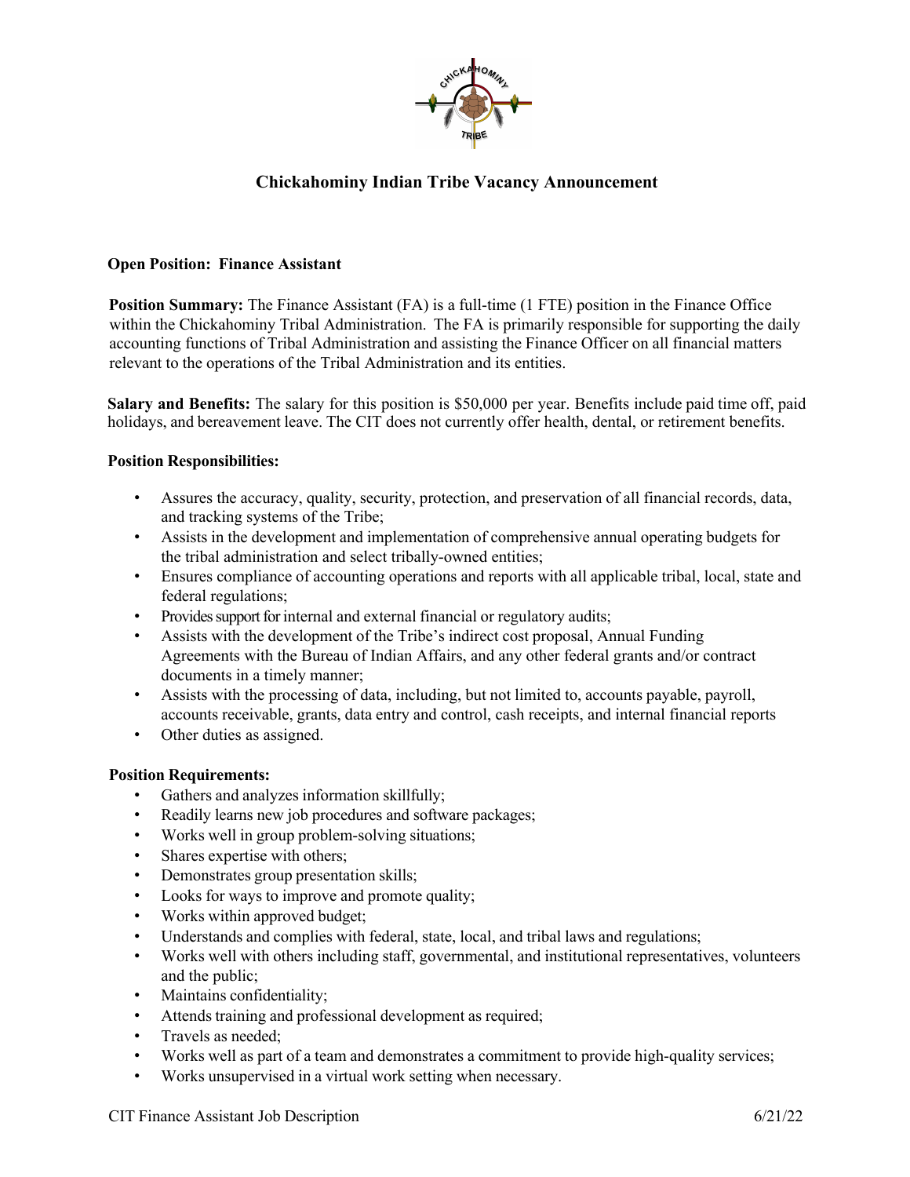# Chickahominy Indian Tribe Vacancy Announcement

**Open Position: Finance Assistant**

**Position Summary:** The Finance Assistant (FA) is a full-time (1 FTE) position in the Finance Office within the Chickahominy Tribal Administration. The FA is primarily responsible for supporting the daily accounting functions of Tribal Administration and assisting the Finance Officer on all financial matters relevant to the operations of the Tribal Administration and its entities.

**Salary and Benefits:** The salary for this position is $50,000 per year. Benefits include paid time off, paid holidays, and bereavement leave. The CIT does not currently offer health, dental, or retirement benefits.

**Position Responsibilities:**

- Assures the accuracy, quality, security, protection, and preservation of all financial records, data, and tracking systems of the Tribe;
- Assists in the development and implementation of comprehensive annual operating budgets for the tribal administration and select tribally-owned entities;
- Ensures compliance of accounting operations and reports with all applicable tribal, local, state and federal regulations;
- Provides support for internal and external financial or regulatory audits;
- Assists with the development of the Tribe's indirect cost proposal, Annual Funding Agreements with the Bureau of Indian Affairs, and any other federal grants and/or contract documents in a timely manner;
- Assists with the processing of data, including, but not limited to, accounts payable, payroll, accounts receivable, grants, data entry and control, cash receipts, and internal financial reports
- Other duties as assigned.

**Position Requirements:**

- Gathers and analyzes information skillfully;
- Readily learns new job procedures and software packages;
- Works well in group problem-solving situations;
- Shares expertise with others;
- Demonstrates group presentation skills;
- Looks for ways to improve and promote quality;
- Works within approved budget;
- Understands and complies with federal, state, local, and tribal laws and regulations;
- Works well with others including staff, governmental, and institutional representatives, volunteers and the public;
- Maintains confidentiality;
- Attends training and professional development as required;
- Travels as needed;
- Works well as part of a team and demonstrates a commitment to provide high-quality services;
- Works unsupervised in a virtual work setting when necessary.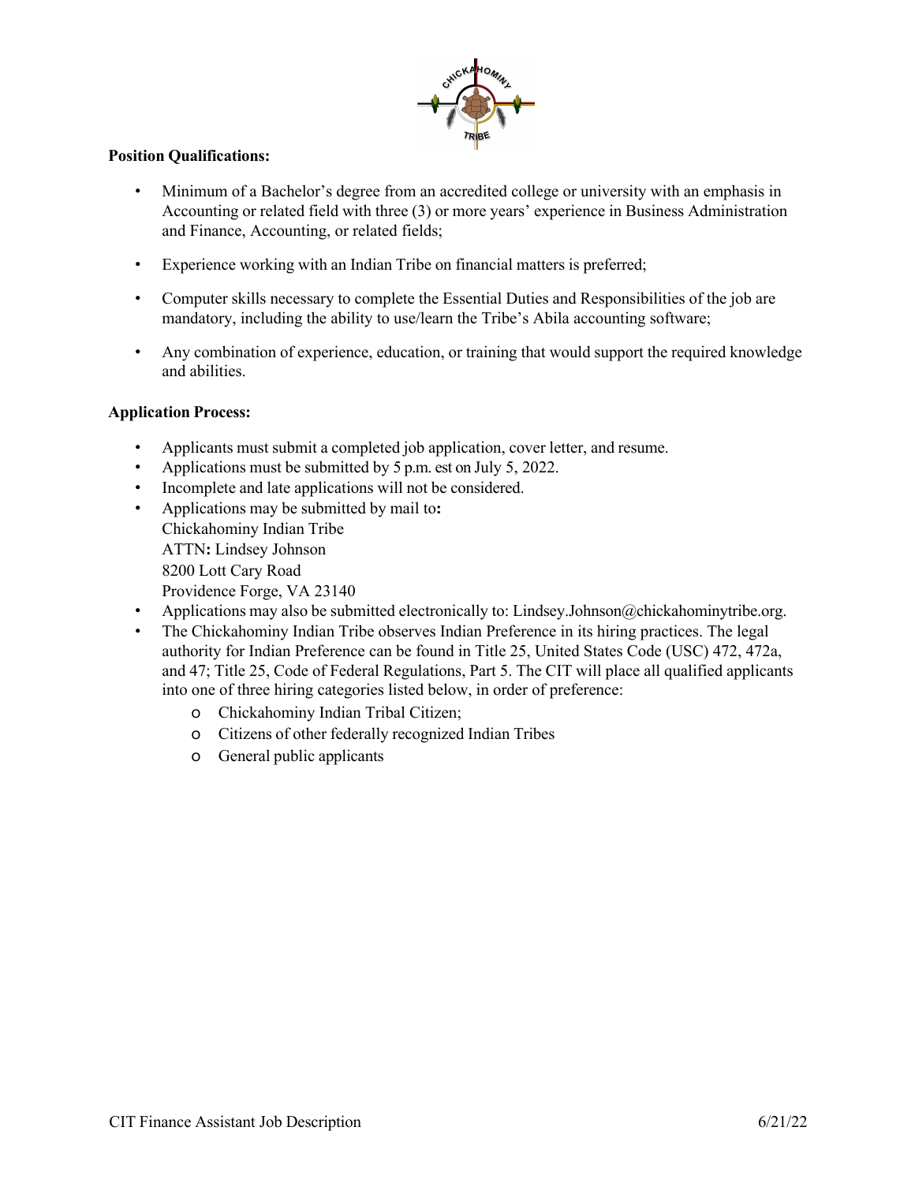**Position Qualifications:**

- Minimum of a Bachelor's degree from an accredited college or university with an emphasis in Accounting or related field with three (3) or more years' experience in Business Administration and Finance, Accounting, or related fields;
- Experience working with an Indian Tribe on financial matters is preferred;
- Computer skills necessary to complete the Essential Duties and Responsibilities of the job are mandatory, including the ability to use/learn the Tribe's Abila accounting software;
- Any combination of experience, education, or training that would support the required knowledge and abilities.

**Application Process:**

- Applicants must submit a completed job application, cover letter, and resume.
- Applications must be submitted by 5 p.m. est on July 5, 2022.
- Incomplete and late applications will not be considered.
- Applications may be submitted by mail to**:**
  Chickahominy Indian Tribe
  ATTN**:** Lindsey Johnson
  8200 Lott Cary Road
  Providence Forge, VA 23140
- Applications may also be submitted electronically to: Lindsey.Johnson@chickahominytribe.org.
- The Chickahominy Indian Tribe observes Indian Preference in its hiring practices. The legal authority for Indian Preference can be found in Title 25, United States Code (USC) 472, 472a, and 47; Title 25, Code of Federal Regulations, Part 5. The CIT will place all qualified applicants into one of three hiring categories listed below, in order of preference:
  - Chickahominy Indian Tribal Citizen;
  - Citizens of other federally recognized Indian Tribes
  - General public applicants